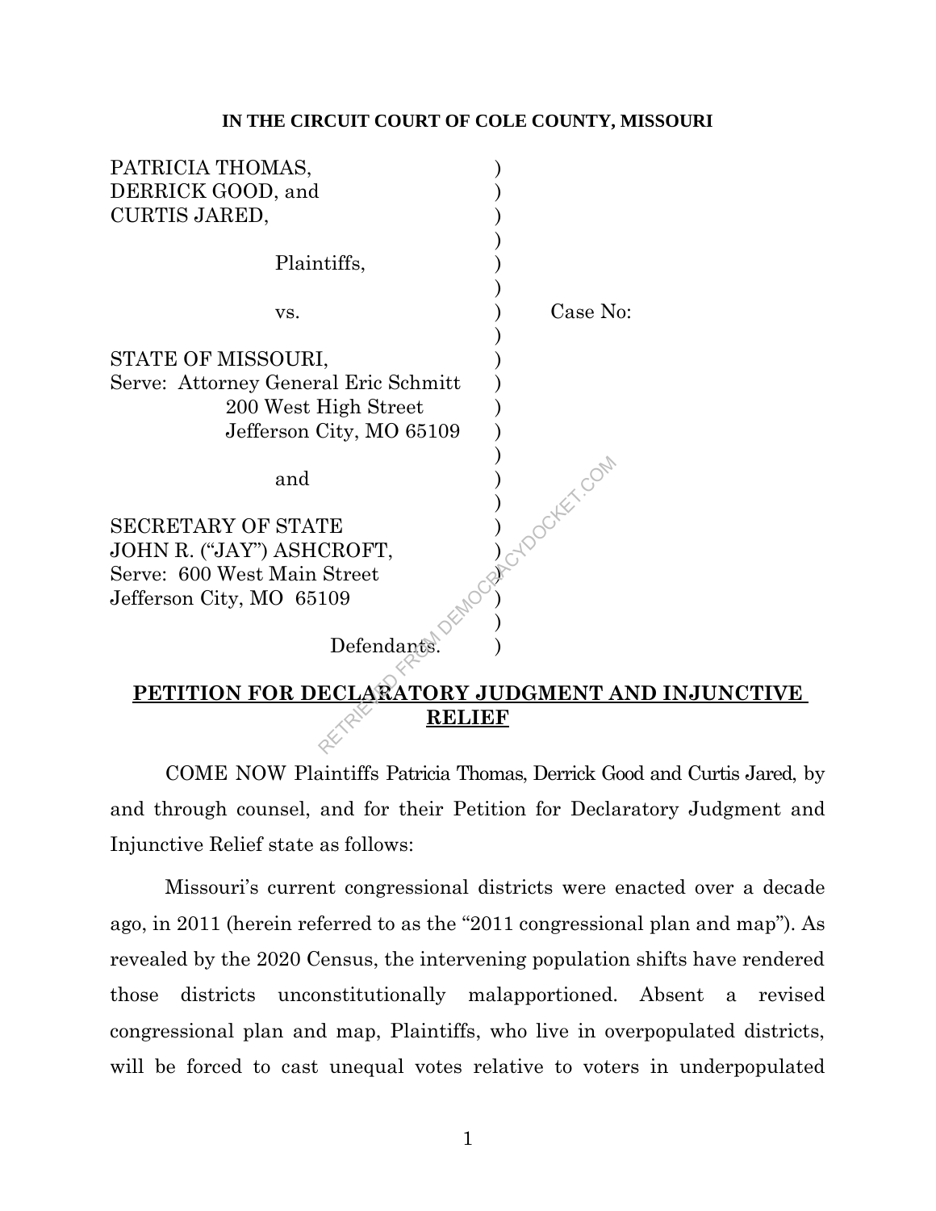**IN THE CIRCUIT COURT OF COLE COUNTY, MISSOURI**

PATRICIA THOMAS,
DERRICK GOOD, and
CURTIS JARED,

Plaintiffs,

vs. &nbsp;&nbsp;&nbsp;&nbsp;&nbsp;&nbsp;&nbsp;&nbsp; Case No:

STATE OF MISSOURI,
Serve: Attorney General Eric Schmitt
200 West High Street
Jefferson City, MO 65109

and

SECRETARY OF STATE
JOHN R. ("JAY") ASHCROFT,
Serve: 600 West Main Street
Jefferson City, MO 65109

Defendants.

## PETITION FOR DECLARATORY JUDGMENT AND INJUNCTIVE RELIEF

COME NOW Plaintiffs Patricia Thomas, Derrick Good and Curtis Jared, by and through counsel, and for their Petition for Declaratory Judgment and Injunctive Relief state as follows:

Missouri's current congressional districts were enacted over a decade ago, in 2011 (herein referred to as the "2011 congressional plan and map"). As revealed by the 2020 Census, the intervening population shifts have rendered those districts unconstitutionally malapportioned. Absent a revised congressional plan and map, Plaintiffs, who live in overpopulated districts, will be forced to cast unequal votes relative to voters in underpopulated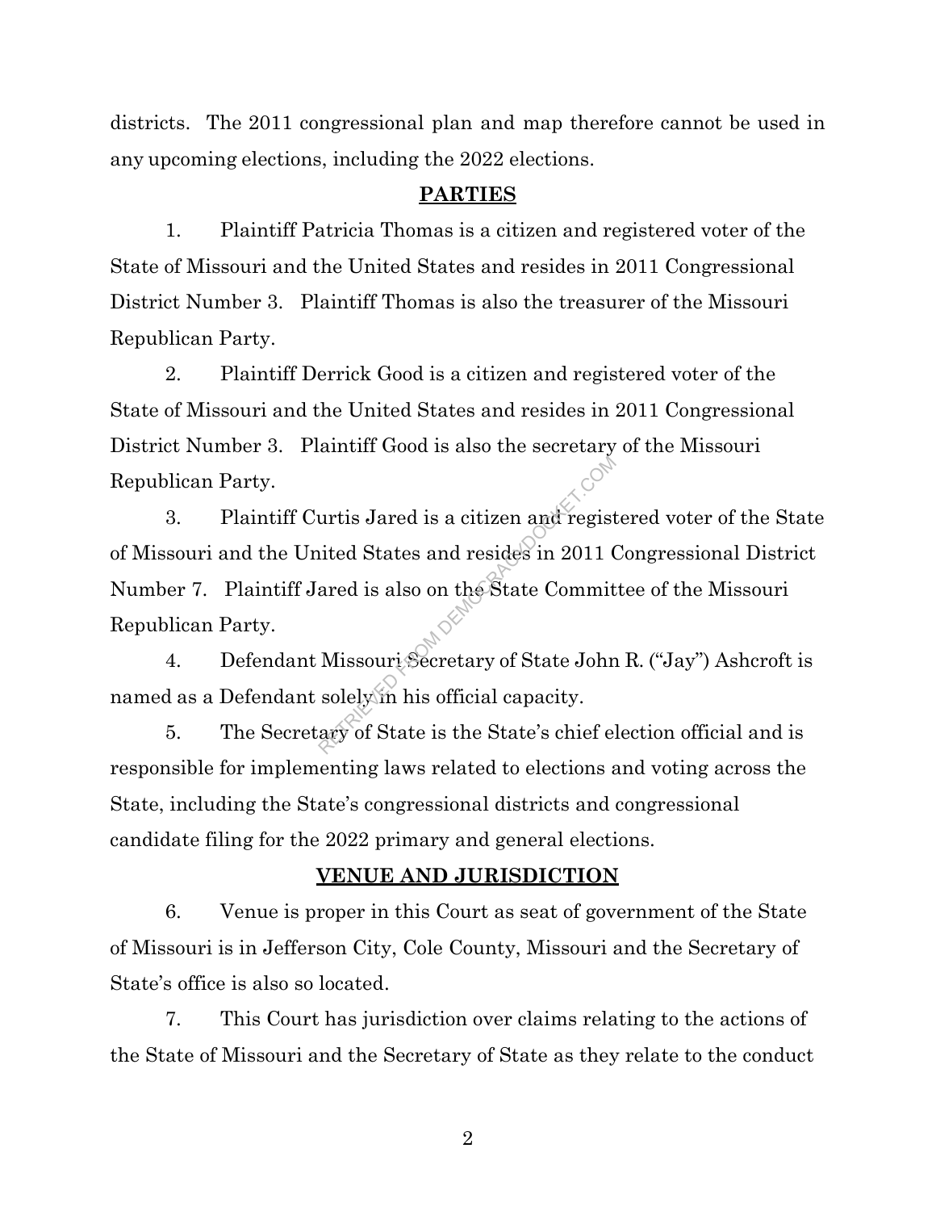districts. The 2011 congressional plan and map therefore cannot be used in any upcoming elections, including the 2022 elections.

## PARTIES

1. Plaintiff Patricia Thomas is a citizen and registered voter of the State of Missouri and the United States and resides in 2011 Congressional District Number 3. Plaintiff Thomas is also the treasurer of the Missouri Republican Party.

2. Plaintiff Derrick Good is a citizen and registered voter of the State of Missouri and the United States and resides in 2011 Congressional District Number 3. Plaintiff Good is also the secretary of the Missouri Republican Party.

3. Plaintiff Curtis Jared is a citizen and registered voter of the State of Missouri and the United States and resides in 2011 Congressional District Number 7. Plaintiff Jared is also on the State Committee of the Missouri Republican Party.

4. Defendant Missouri Secretary of State John R. ("Jay") Ashcroft is named as a Defendant solely in his official capacity.

5. The Secretary of State is the State's chief election official and is responsible for implementing laws related to elections and voting across the State, including the State's congressional districts and congressional candidate filing for the 2022 primary and general elections.

## VENUE AND JURISDICTION

6. Venue is proper in this Court as seat of government of the State of Missouri is in Jefferson City, Cole County, Missouri and the Secretary of State's office is also so located.

7. This Court has jurisdiction over claims relating to the actions of the State of Missouri and the Secretary of State as they relate to the conduct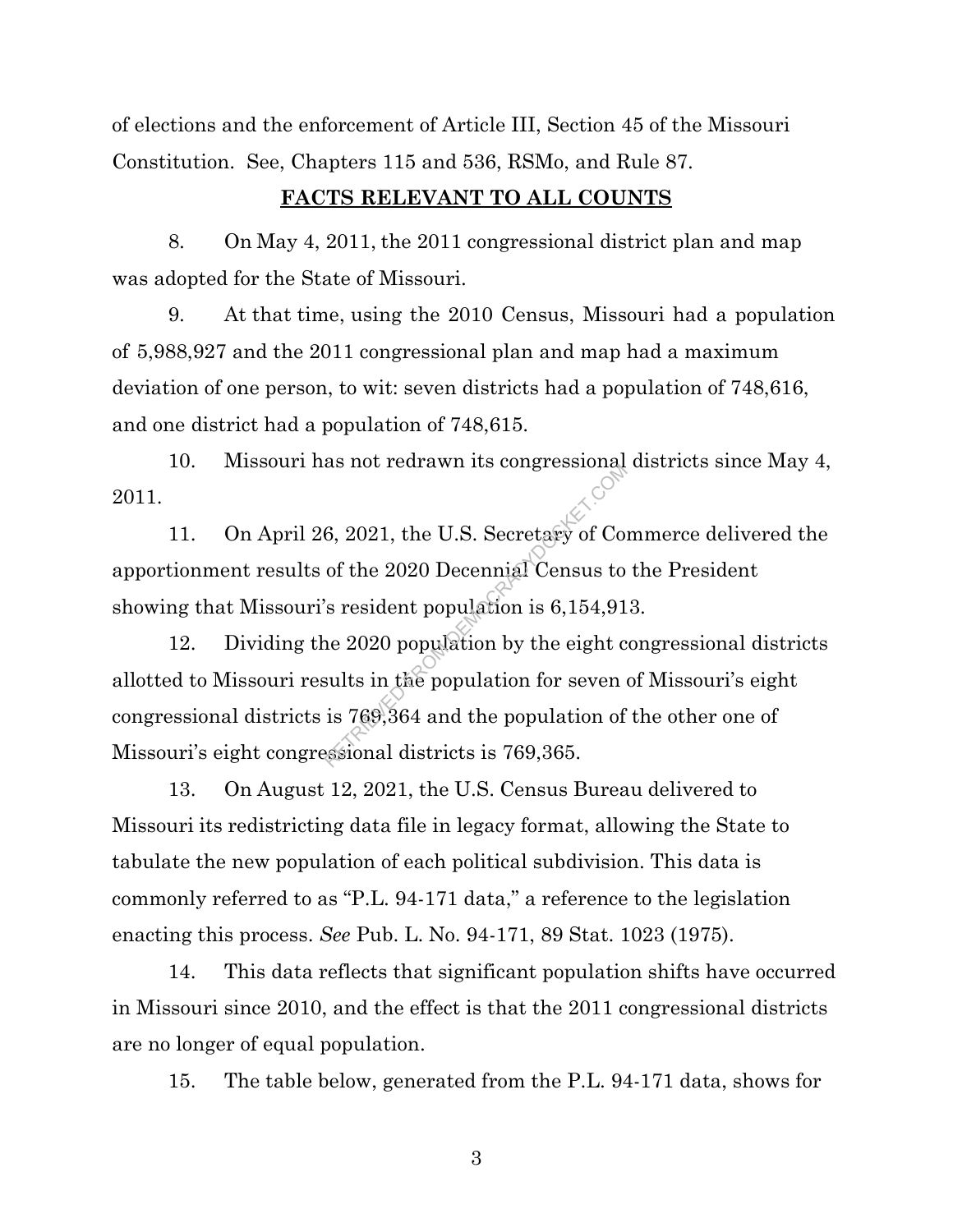of elections and the enforcement of Article III, Section 45 of the Missouri Constitution. See, Chapters 115 and 536, RSMo, and Rule 87.

**FACTS RELEVANT TO ALL COUNTS**

8. On May 4, 2011, the 2011 congressional district plan and map was adopted for the State of Missouri.

9. At that time, using the 2010 Census, Missouri had a population of 5,988,927 and the 2011 congressional plan and map had a maximum deviation of one person, to wit: seven districts had a population of 748,616, and one district had a population of 748,615.

10. Missouri has not redrawn its congressional districts since May 4, 2011.

11. On April 26, 2021, the U.S. Secretary of Commerce delivered the apportionment results of the 2020 Decennial Census to the President showing that Missouri's resident population is 6,154,913.

12. Dividing the 2020 population by the eight congressional districts allotted to Missouri results in the population for seven of Missouri's eight congressional districts is 769,364 and the population of the other one of Missouri's eight congressional districts is 769,365.

13. On August 12, 2021, the U.S. Census Bureau delivered to Missouri its redistricting data file in legacy format, allowing the State to tabulate the new population of each political subdivision. This data is commonly referred to as "P.L. 94-171 data," a reference to the legislation enacting this process. *See* Pub. L. No. 94-171, 89 Stat. 1023 (1975).

14. This data reflects that significant population shifts have occurred in Missouri since 2010, and the effect is that the 2011 congressional districts are no longer of equal population.

15. The table below, generated from the P.L. 94-171 data, shows for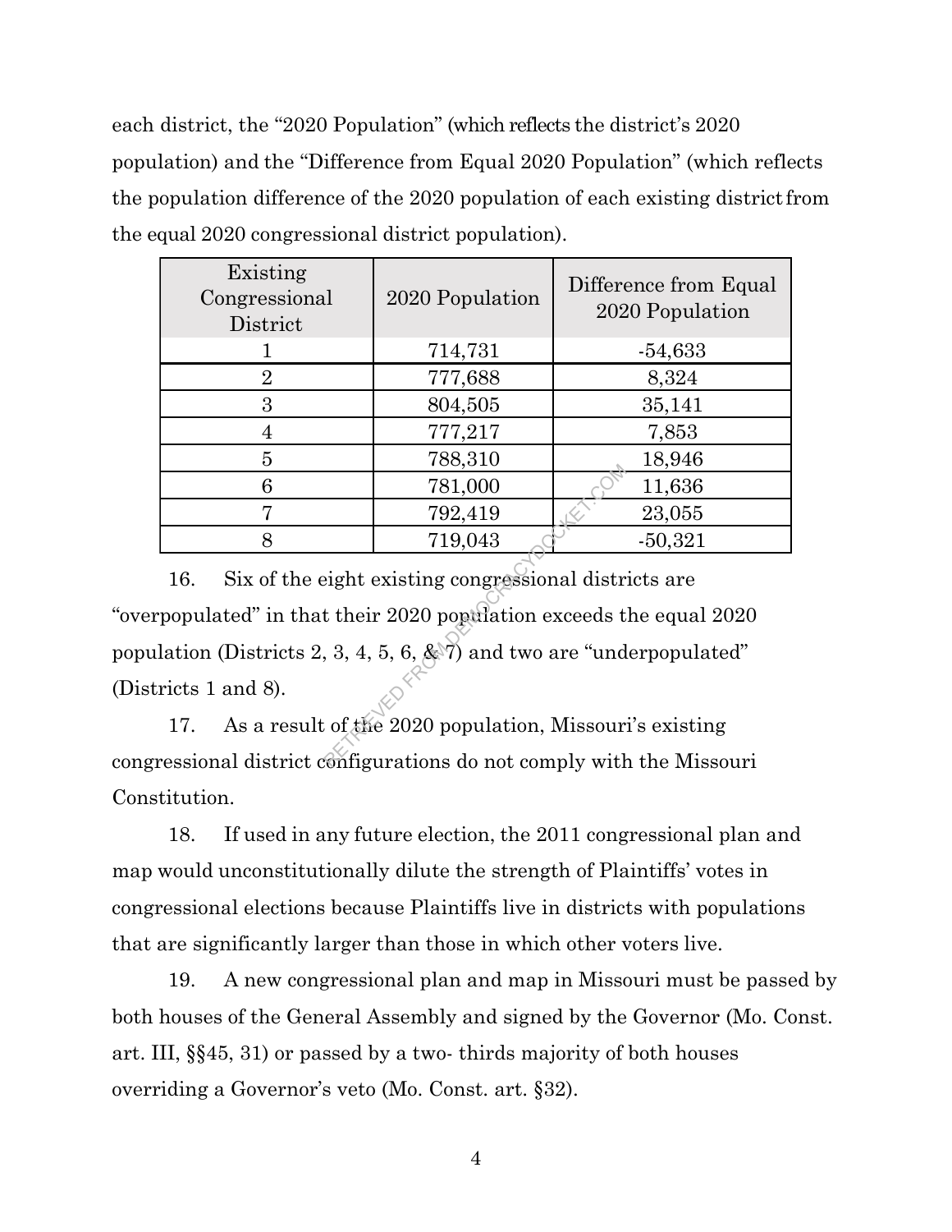each district, the "2020 Population" (which reflects the district's 2020 population) and the "Difference from Equal 2020 Population" (which reflects the population difference of the 2020 population of each existing district from the equal 2020 congressional district population).

| Existing Congressional District | 2020 Population | Difference from Equal 2020 Population |
|---|---|---|
| 1 | 714,731 | -54,633 |
| 2 | 777,688 | 8,324 |
| 3 | 804,505 | 35,141 |
| 4 | 777,217 | 7,853 |
| 5 | 788,310 | 18,946 |
| 6 | 781,000 | 11,636 |
| 7 | 792,419 | 23,055 |
| 8 | 719,043 | -50,321 |

16. Six of the eight existing congressional districts are "overpopulated" in that their 2020 population exceeds the equal 2020 population (Districts 2, 3, 4, 5, 6, & 7) and two are "underpopulated" (Districts 1 and 8).

17. As a result of the 2020 population, Missouri's existing congressional district configurations do not comply with the Missouri Constitution.

18. If used in any future election, the 2011 congressional plan and map would unconstitutionally dilute the strength of Plaintiffs' votes in congressional elections because Plaintiffs live in districts with populations that are significantly larger than those in which other voters live.

19. A new congressional plan and map in Missouri must be passed by both houses of the General Assembly and signed by the Governor (Mo. Const. art. III, §§45, 31) or passed by a two- thirds majority of both houses overriding a Governor's veto (Mo. Const. art. §32).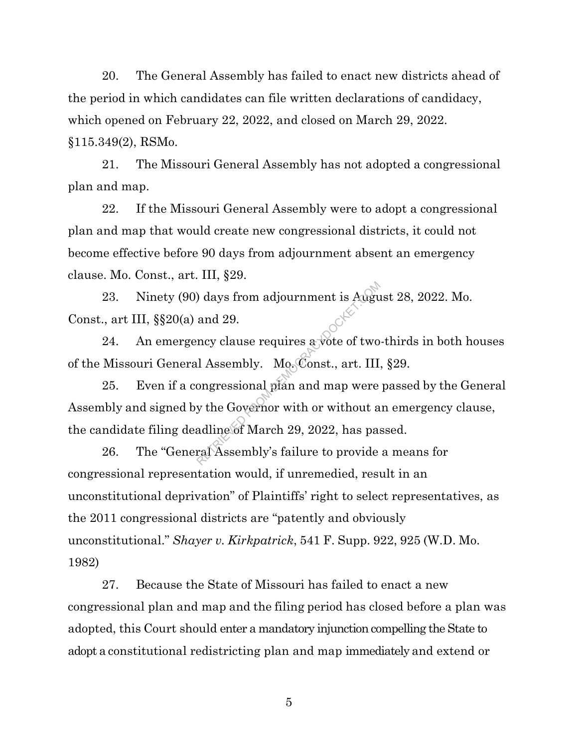20. The General Assembly has failed to enact new districts ahead of the period in which candidates can file written declarations of candidacy, which opened on February 22, 2022, and closed on March 29, 2022. §115.349(2), RSMo.

21. The Missouri General Assembly has not adopted a congressional plan and map.

22. If the Missouri General Assembly were to adopt a congressional plan and map that would create new congressional districts, it could not become effective before 90 days from adjournment absent an emergency clause. Mo. Const., art. III, §29.

23. Ninety (90) days from adjournment is August 28, 2022. Mo. Const., art III, §§20(a) and 29.

24. An emergency clause requires a vote of two-thirds in both houses of the Missouri General Assembly. Mo. Const., art. III, §29.

25. Even if a congressional plan and map were passed by the General Assembly and signed by the Governor with or without an emergency clause, the candidate filing deadline of March 29, 2022, has passed.

26. The "General Assembly's failure to provide a means for congressional representation would, if unremedied, result in an unconstitutional deprivation" of Plaintiffs' right to select representatives, as the 2011 congressional districts are "patently and obviously unconstitutional." *Shayer v. Kirkpatrick*, 541 F. Supp. 922, 925 (W.D. Mo. 1982)

27. Because the State of Missouri has failed to enact a new congressional plan and map and the filing period has closed before a plan was adopted, this Court should enter a mandatory injunction compelling the State to adopt a constitutional redistricting plan and map immediately and extend or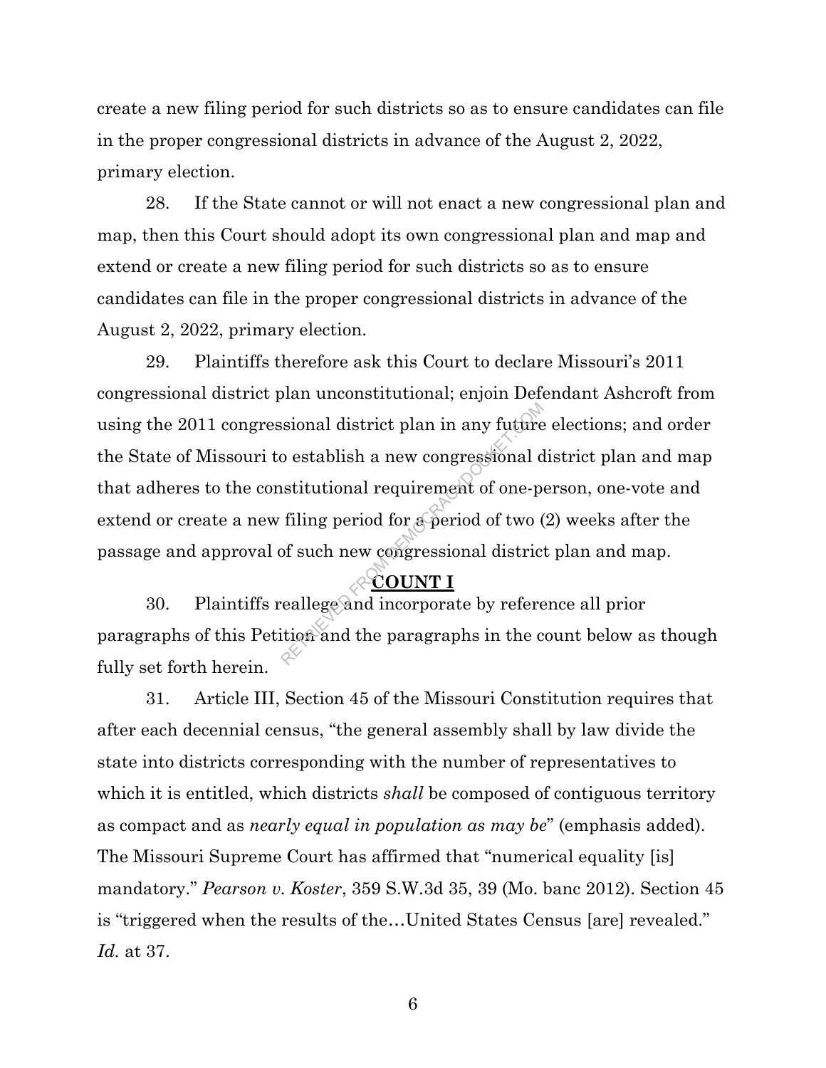create a new filing period for such districts so as to ensure candidates can file in the proper congressional districts in advance of the August 2, 2022, primary election.

28. If the State cannot or will not enact a new congressional plan and map, then this Court should adopt its own congressional plan and map and extend or create a new filing period for such districts so as to ensure candidates can file in the proper congressional districts in advance of the August 2, 2022, primary election.

29. Plaintiffs therefore ask this Court to declare Missouri's 2011 congressional district plan unconstitutional; enjoin Defendant Ashcroft from using the 2011 congressional district plan in any future elections; and order the State of Missouri to establish a new congressional district plan and map that adheres to the constitutional requirement of one-person, one-vote and extend or create a new filing period for a period of two (2) weeks after the passage and approval of such new congressional district plan and map.

**COUNT I**

30. Plaintiffs reallege and incorporate by reference all prior paragraphs of this Petition and the paragraphs in the count below as though fully set forth herein.

31. Article III, Section 45 of the Missouri Constitution requires that after each decennial census, "the general assembly shall by law divide the state into districts corresponding with the number of representatives to which it is entitled, which districts *shall* be composed of contiguous territory as compact and as *nearly equal in population as may be*" (emphasis added). The Missouri Supreme Court has affirmed that "numerical equality [is] mandatory." *Pearson v. Koster*, 359 S.W.3d 35, 39 (Mo. banc 2012). Section 45 is "triggered when the results of the…United States Census [are] revealed." *Id.* at 37.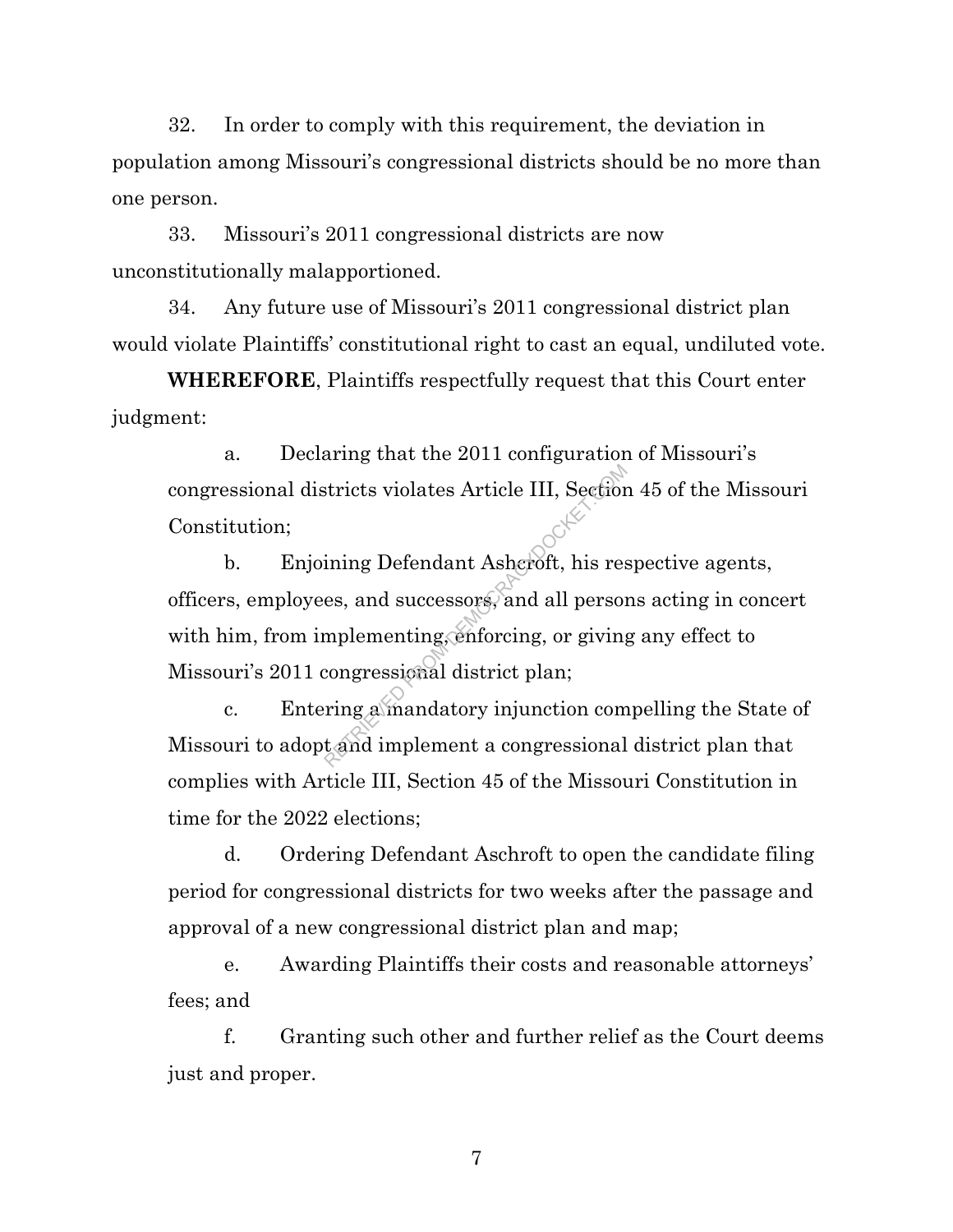32. In order to comply with this requirement, the deviation in population among Missouri's congressional districts should be no more than one person.

33. Missouri's 2011 congressional districts are now unconstitutionally malapportioned.

34. Any future use of Missouri's 2011 congressional district plan would violate Plaintiffs' constitutional right to cast an equal, undiluted vote.

**WHEREFORE**, Plaintiffs respectfully request that this Court enter judgment:

a. Declaring that the 2011 configuration of Missouri's congressional districts violates Article III, Section 45 of the Missouri Constitution;

b. Enjoining Defendant Ashcroft, his respective agents, officers, employees, and successors, and all persons acting in concert with him, from implementing, enforcing, or giving any effect to Missouri's 2011 congressional district plan;

c. Entering a mandatory injunction compelling the State of Missouri to adopt and implement a congressional district plan that complies with Article III, Section 45 of the Missouri Constitution in time for the 2022 elections;

d. Ordering Defendant Aschroft to open the candidate filing period for congressional districts for two weeks after the passage and approval of a new congressional district plan and map;

e. Awarding Plaintiffs their costs and reasonable attorneys' fees; and

f. Granting such other and further relief as the Court deems just and proper.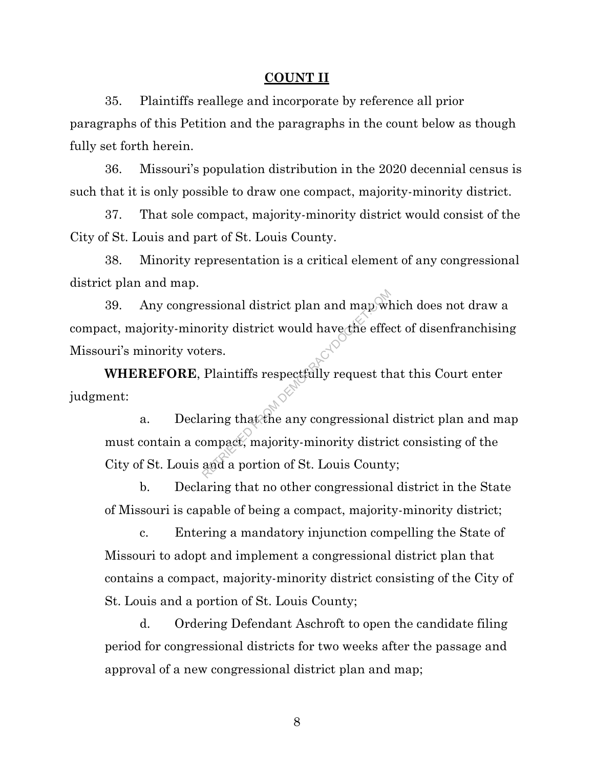**COUNT II**

35. Plaintiffs reallege and incorporate by reference all prior paragraphs of this Petition and the paragraphs in the count below as though fully set forth herein.

36. Missouri's population distribution in the 2020 decennial census is such that it is only possible to draw one compact, majority-minority district.

37. That sole compact, majority-minority district would consist of the City of St. Louis and part of St. Louis County.

38. Minority representation is a critical element of any congressional district plan and map.

39. Any congressional district plan and map which does not draw a compact, majority-minority district would have the effect of disenfranchising Missouri's minority voters.

**WHEREFORE**, Plaintiffs respectfully request that this Court enter judgment:

a. Declaring that the any congressional district plan and map must contain a compact, majority-minority district consisting of the City of St. Louis and a portion of St. Louis County;

b. Declaring that no other congressional district in the State of Missouri is capable of being a compact, majority-minority district;

c. Entering a mandatory injunction compelling the State of Missouri to adopt and implement a congressional district plan that contains a compact, majority-minority district consisting of the City of St. Louis and a portion of St. Louis County;

d. Ordering Defendant Aschroft to open the candidate filing period for congressional districts for two weeks after the passage and approval of a new congressional district plan and map;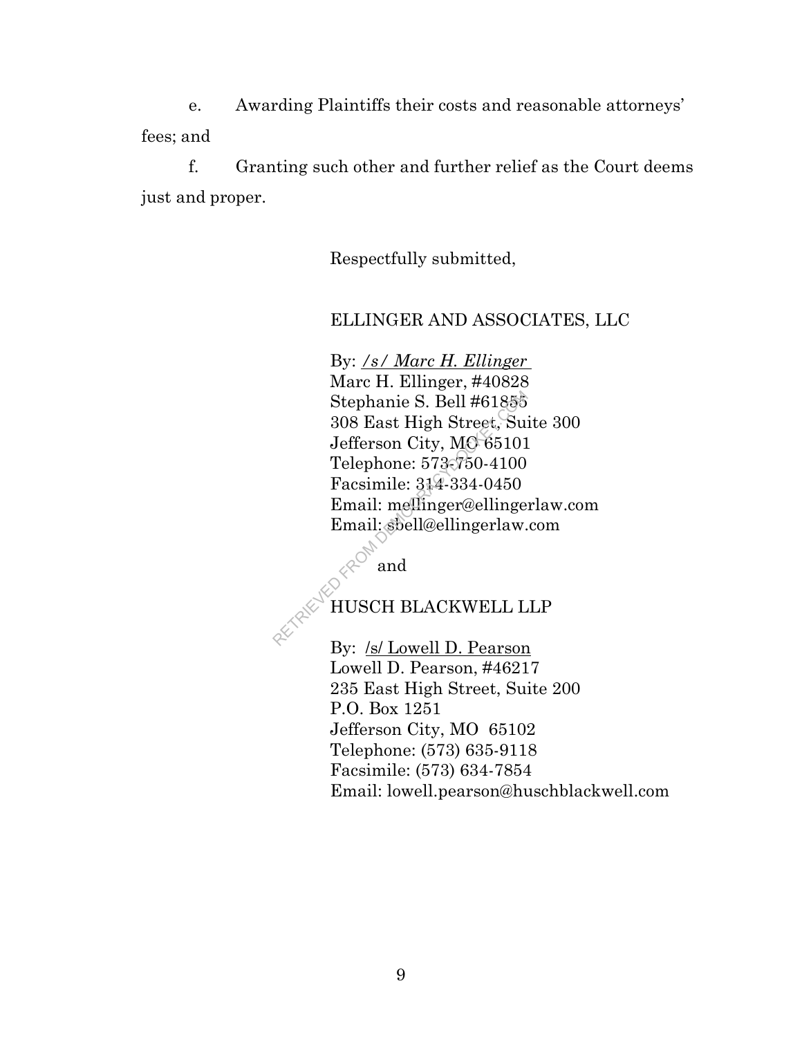e. Awarding Plaintiffs their costs and reasonable attorneys' fees; and

f. Granting such other and further relief as the Court deems just and proper.

Respectfully submitted,

ELLINGER AND ASSOCIATES, LLC

By: *<u>/s/ Marc H. Ellinger</u>*
Marc H. Ellinger, #40828
Stephanie S. Bell #61855
308 East High Street, Suite 300
Jefferson City, MO 65101
Telephone: 573-750-4100
Facsimile: 314-334-0450
Email: mellinger@ellingerlaw.com
Email: sbell@ellingerlaw.com

and

HUSCH BLACKWELL LLP

By: <u>/s/ Lowell D. Pearson</u>
Lowell D. Pearson, #46217
235 East High Street, Suite 200
P.O. Box 1251
Jefferson City, MO 65102
Telephone: (573) 635-9118
Facsimile: (573) 634-7854
Email: lowell.pearson@huschblackwell.com